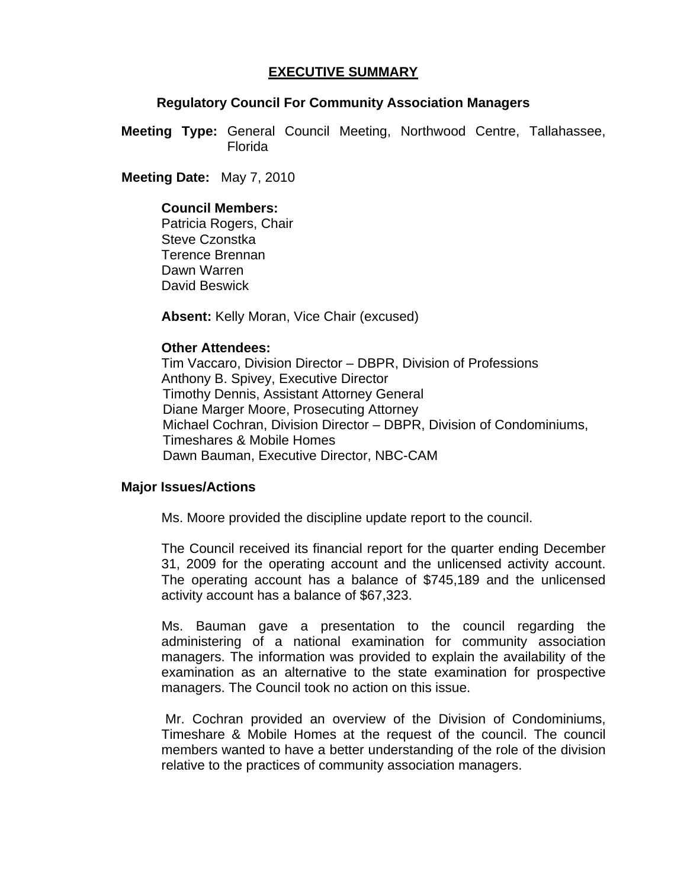# EXECUTIVE SUMMARY

## Regulatory Council For Community Association Managers

**Meeting Type:** General Council Meeting, Northwood Centre, Tallahassee, Florida

**Meeting Date:** May 7, 2010

**Council Members:**
Patricia Rogers, Chair
Steve Czonstka
Terence Brennan
Dawn Warren
David Beswick

**Absent:** Kelly Moran, Vice Chair (excused)

**Other Attendees:**
Tim Vaccaro, Division Director – DBPR, Division of Professions
Anthony B. Spivey, Executive Director
Timothy Dennis, Assistant Attorney General
Diane Marger Moore, Prosecuting Attorney
Michael Cochran, Division Director – DBPR, Division of Condominiums, Timeshares & Mobile Homes
Dawn Bauman, Executive Director, NBC-CAM

**Major Issues/Actions**

Ms. Moore provided the discipline update report to the council.

The Council received its financial report for the quarter ending December 31, 2009 for the operating account and the unlicensed activity account. The operating account has a balance of $745,189 and the unlicensed activity account has a balance of $67,323.

Ms. Bauman gave a presentation to the council regarding the administering of a national examination for community association managers. The information was provided to explain the availability of the examination as an alternative to the state examination for prospective managers. The Council took no action on this issue.

Mr. Cochran provided an overview of the Division of Condominiums, Timeshare & Mobile Homes at the request of the council. The council members wanted to have a better understanding of the role of the division relative to the practices of community association managers.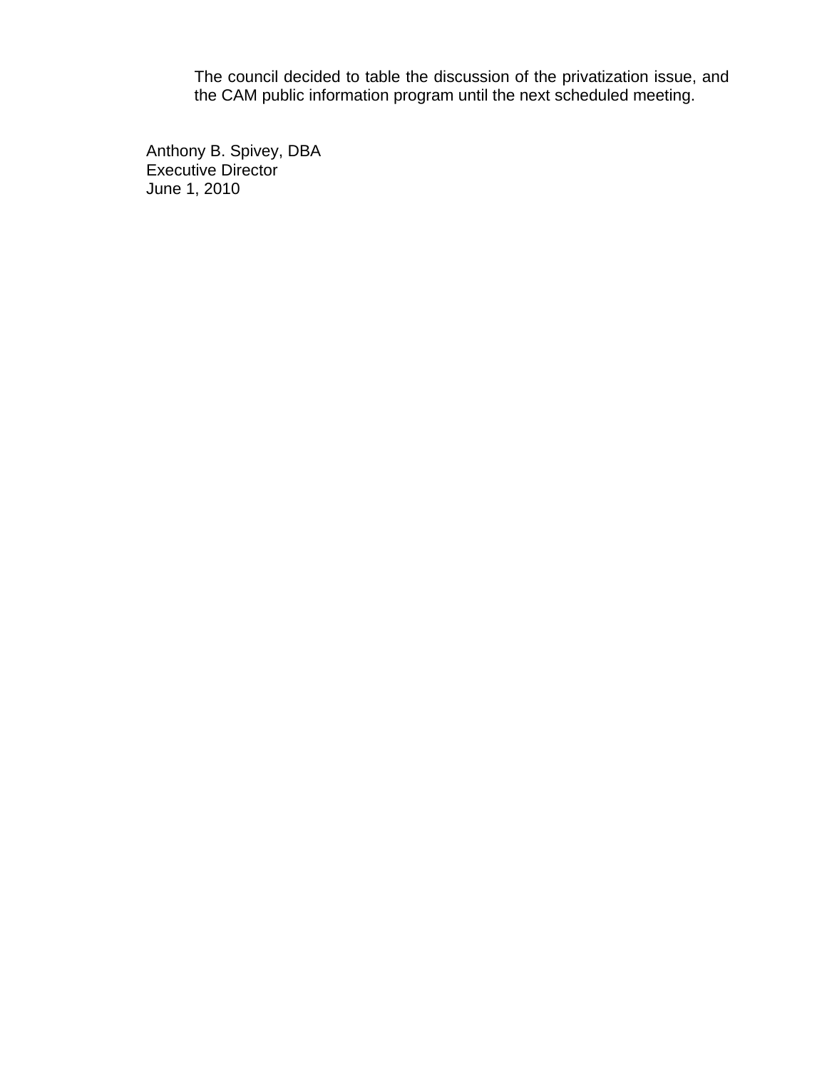The council decided to table the discussion of the privatization issue, and the CAM public information program until the next scheduled meeting.

Anthony B. Spivey, DBA
Executive Director
June 1, 2010